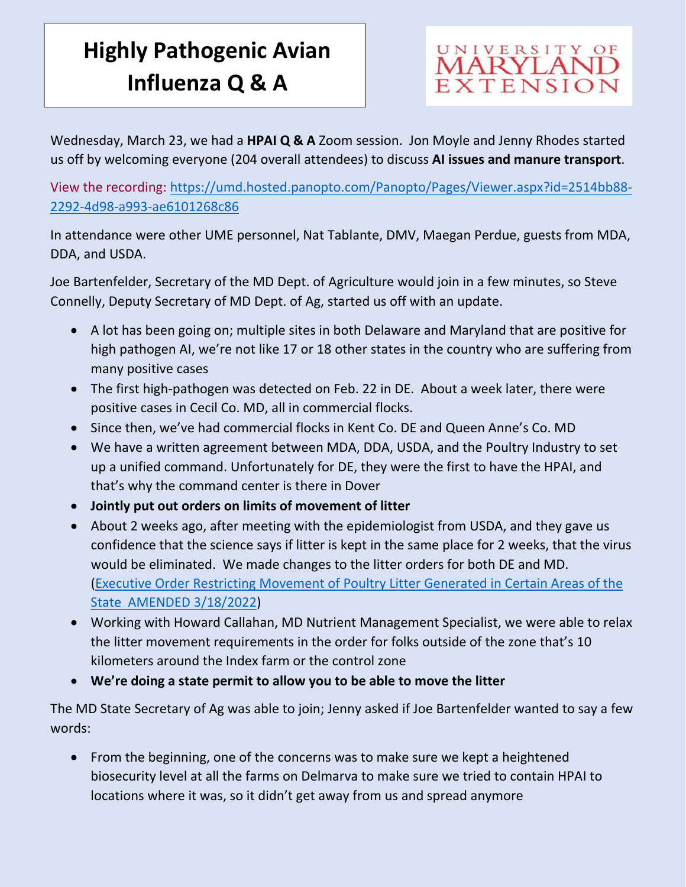# Highly Pathogenic Avian Influenza Q & A

UNIVERSITY OF MARYLAND EXTENSION

Wednesday, March 23, we had a **HPAI Q & A** Zoom session. Jon Moyle and Jenny Rhodes started us off by welcoming everyone (204 overall attendees) to discuss **AI issues and manure transport**.

View the recording: https://umd.hosted.panopto.com/Panopto/Pages/Viewer.aspx?id=2514bb88-2292-4d98-a993-ae6101268c86

In attendance were other UME personnel, Nat Tablante, DMV, Maegan Perdue, guests from MDA, DDA, and USDA.

Joe Bartenfelder, Secretary of the MD Dept. of Agriculture would join in a few minutes, so Steve Connelly, Deputy Secretary of MD Dept. of Ag, started us off with an update.

- A lot has been going on; multiple sites in both Delaware and Maryland that are positive for high pathogen AI, we're not like 17 or 18 other states in the country who are suffering from many positive cases
- The first high-pathogen was detected on Feb. 22 in DE. About a week later, there were positive cases in Cecil Co. MD, all in commercial flocks.
- Since then, we've had commercial flocks in Kent Co. DE and Queen Anne's Co. MD
- We have a written agreement between MDA, DDA, USDA, and the Poultry Industry to set up a unified command. Unfortunately for DE, they were the first to have the HPAI, and that's why the command center is there in Dover
- **Jointly put out orders on limits of movement of litter**
- About 2 weeks ago, after meeting with the epidemiologist from USDA, and they gave us confidence that the science says if litter is kept in the same place for 2 weeks, that the virus would be eliminated. We made changes to the litter orders for both DE and MD. (Executive Order Restricting Movement of Poultry Litter Generated in Certain Areas of the State AMENDED 3/18/2022)
- Working with Howard Callahan, MD Nutrient Management Specialist, we were able to relax the litter movement requirements in the order for folks outside of the zone that's 10 kilometers around the Index farm or the control zone
- **We're doing a state permit to allow you to be able to move the litter**

The MD State Secretary of Ag was able to join; Jenny asked if Joe Bartenfelder wanted to say a few words:

- From the beginning, one of the concerns was to make sure we kept a heightened biosecurity level at all the farms on Delmarva to make sure we tried to contain HPAI to locations where it was, so it didn't get away from us and spread anymore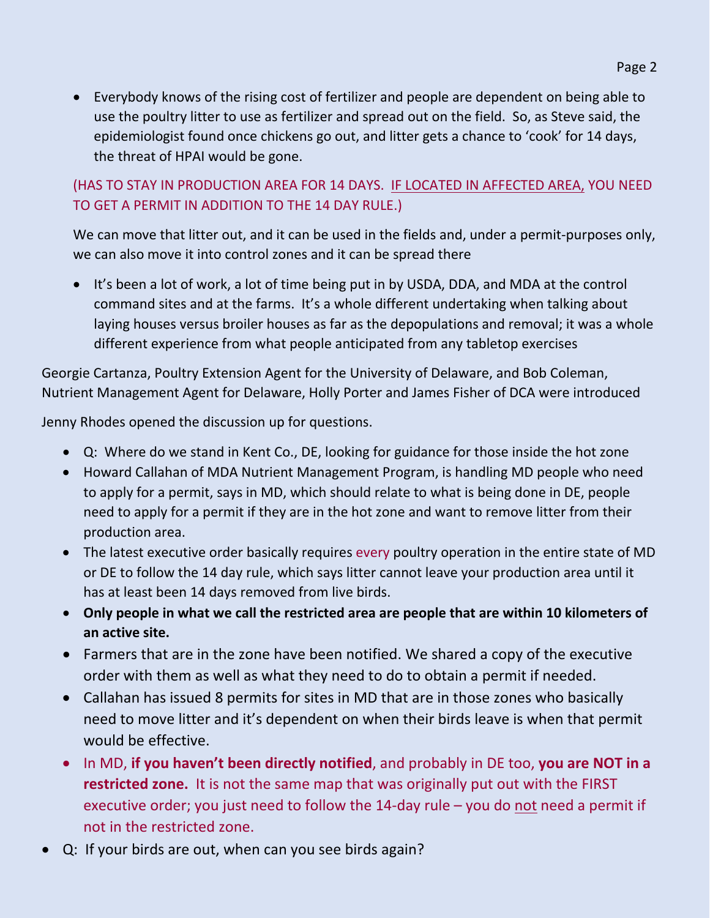- Everybody knows of the rising cost of fertilizer and people are dependent on being able to use the poultry litter to use as fertilizer and spread out on the field. So, as Steve said, the epidemiologist found once chickens go out, and litter gets a chance to 'cook' for 14 days, the threat of HPAI would be gone.

(HAS TO STAY IN PRODUCTION AREA FOR 14 DAYS. IF LOCATED IN AFFECTED AREA, YOU NEED TO GET A PERMIT IN ADDITION TO THE 14 DAY RULE.)

We can move that litter out, and it can be used in the fields and, under a permit-purposes only, we can also move it into control zones and it can be spread there

- It's been a lot of work, a lot of time being put in by USDA, DDA, and MDA at the control command sites and at the farms. It's a whole different undertaking when talking about laying houses versus broiler houses as far as the depopulations and removal; it was a whole different experience from what people anticipated from any tabletop exercises

Georgie Cartanza, Poultry Extension Agent for the University of Delaware, and Bob Coleman, Nutrient Management Agent for Delaware, Holly Porter and James Fisher of DCA were introduced

Jenny Rhodes opened the discussion up for questions.

- Q: Where do we stand in Kent Co., DE, looking for guidance for those inside the hot zone
- Howard Callahan of MDA Nutrient Management Program, is handling MD people who need to apply for a permit, says in MD, which should relate to what is being done in DE, people need to apply for a permit if they are in the hot zone and want to remove litter from their production area.
- The latest executive order basically requires every poultry operation in the entire state of MD or DE to follow the 14 day rule, which says litter cannot leave your production area until it has at least been 14 days removed from live birds.
- **Only people in what we call the restricted area are people that are within 10 kilometers of an active site.**
- Farmers that are in the zone have been notified. We shared a copy of the executive order with them as well as what they need to do to obtain a permit if needed.
- Callahan has issued 8 permits for sites in MD that are in those zones who basically need to move litter and it's dependent on when their birds leave is when that permit would be effective.
- In MD, **if you haven't been directly notified**, and probably in DE too, **you are NOT in a restricted zone.** It is not the same map that was originally put out with the FIRST executive order; you just need to follow the 14-day rule – you do not need a permit if not in the restricted zone.

- Q: If your birds are out, when can you see birds again?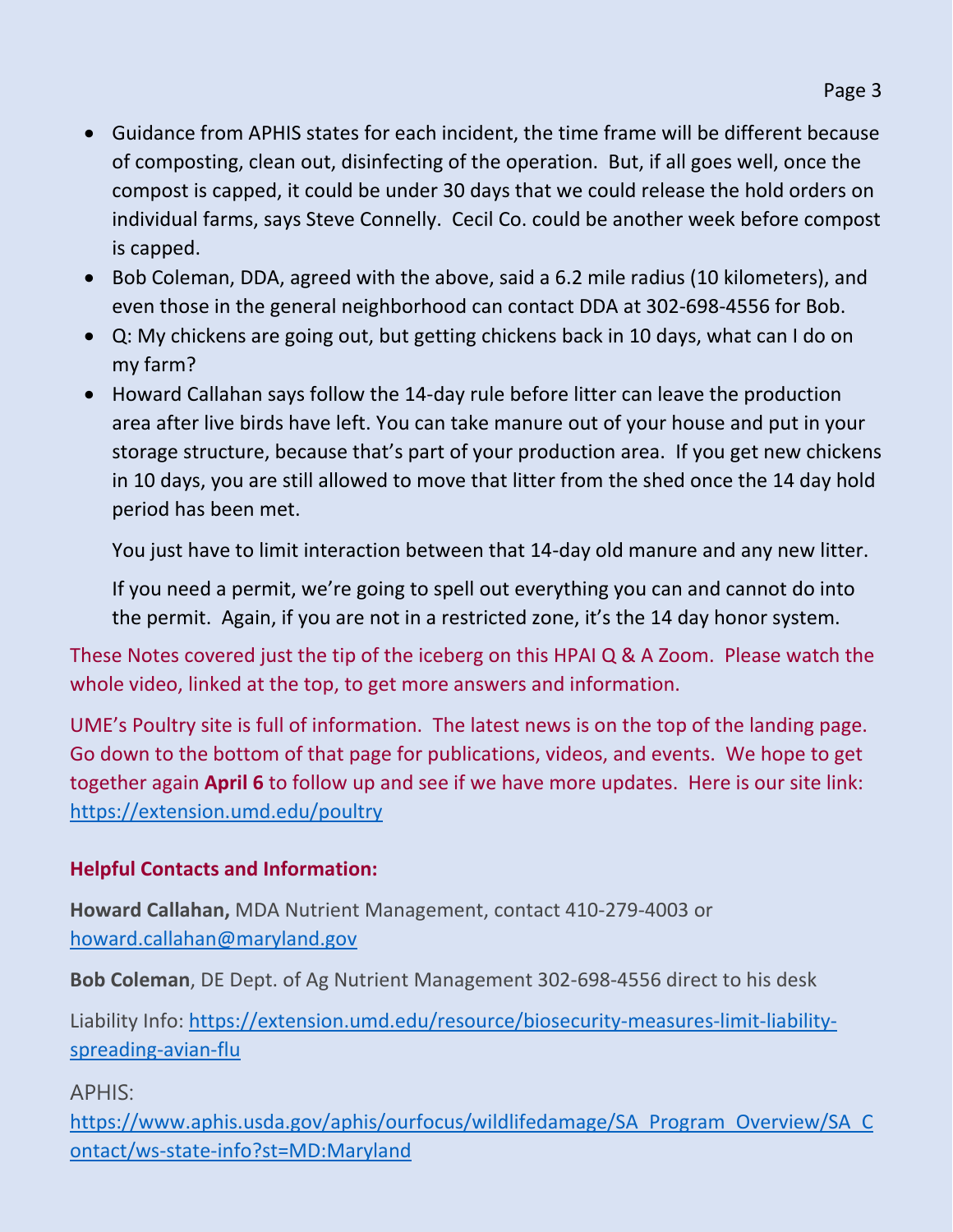- Guidance from APHIS states for each incident, the time frame will be different because of composting, clean out, disinfecting of the operation. But, if all goes well, once the compost is capped, it could be under 30 days that we could release the hold orders on individual farms, says Steve Connelly. Cecil Co. could be another week before compost is capped.
- Bob Coleman, DDA, agreed with the above, said a 6.2 mile radius (10 kilometers), and even those in the general neighborhood can contact DDA at 302-698-4556 for Bob.
- Q: My chickens are going out, but getting chickens back in 10 days, what can I do on my farm?
- Howard Callahan says follow the 14-day rule before litter can leave the production area after live birds have left. You can take manure out of your house and put in your storage structure, because that's part of your production area. If you get new chickens in 10 days, you are still allowed to move that litter from the shed once the 14 day hold period has been met.

  You just have to limit interaction between that 14-day old manure and any new litter.

  If you need a permit, we're going to spell out everything you can and cannot do into the permit. Again, if you are not in a restricted zone, it's the 14 day honor system.

These Notes covered just the tip of the iceberg on this HPAI Q & A Zoom. Please watch the whole video, linked at the top, to get more answers and information.

UME's Poultry site is full of information. The latest news is on the top of the landing page. Go down to the bottom of that page for publications, videos, and events. We hope to get together again **April 6** to follow up and see if we have more updates. Here is our site link: https://extension.umd.edu/poultry

**Helpful Contacts and Information:**

**Howard Callahan,** MDA Nutrient Management, contact 410-279-4003 or howard.callahan@maryland.gov

**Bob Coleman**, DE Dept. of Ag Nutrient Management 302-698-4556 direct to his desk

Liability Info: https://extension.umd.edu/resource/biosecurity-measures-limit-liability-spreading-avian-flu

APHIS: https://www.aphis.usda.gov/aphis/ourfocus/wildlifedamage/SA_Program_Overview/SA_Contact/ws-state-info?st=MD:Maryland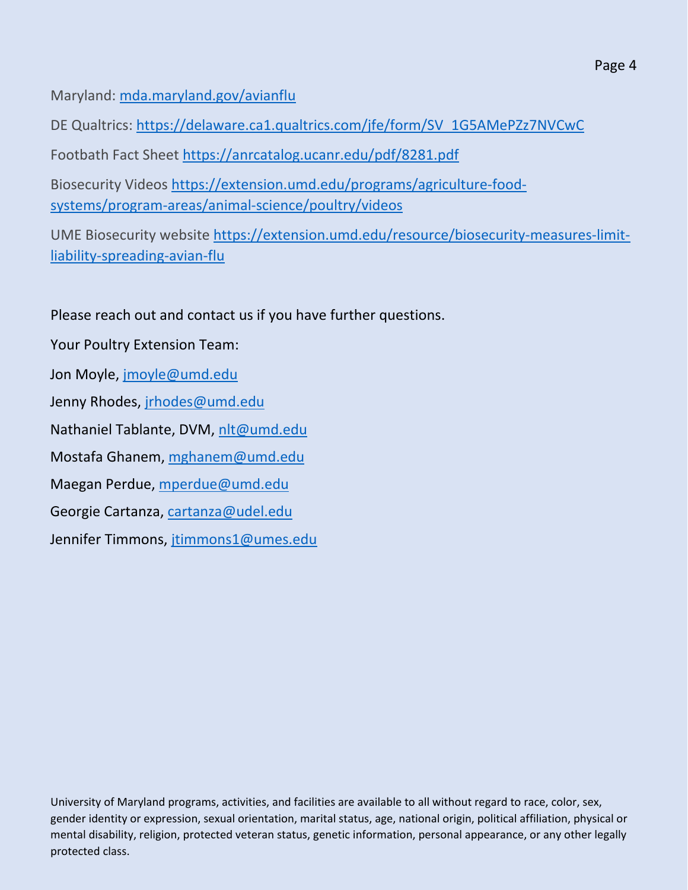Maryland: [mda.maryland.gov/avianflu](mda.maryland.gov/avianflu)

DE Qualtrics: [https://delaware.ca1.qualtrics.com/jfe/form/SV_1G5AMePZz7NVCwC](https://delaware.ca1.qualtrics.com/jfe/form/SV_1G5AMePZz7NVCwC)

Footbath Fact Sheet [https://anrcatalog.ucanr.edu/pdf/8281.pdf](https://anrcatalog.ucanr.edu/pdf/8281.pdf)

Biosecurity Videos [https://extension.umd.edu/programs/agriculture-food-systems/program-areas/animal-science/poultry/videos](https://extension.umd.edu/programs/agriculture-food-systems/program-areas/animal-science/poultry/videos)

UME Biosecurity website [https://extension.umd.edu/resource/biosecurity-measures-limit-liability-spreading-avian-flu](https://extension.umd.edu/resource/biosecurity-measures-limit-liability-spreading-avian-flu)

Please reach out and contact us if you have further questions.

Your Poultry Extension Team:

Jon Moyle, [jmoyle@umd.edu](mailto:jmoyle@umd.edu)

Jenny Rhodes, [jrhodes@umd.edu](mailto:jrhodes@umd.edu)

Nathaniel Tablante, DVM, [nlt@umd.edu](mailto:nlt@umd.edu)

Mostafa Ghanem, [mghanem@umd.edu](mailto:mghanem@umd.edu)

Maegan Perdue, [mperdue@umd.edu](mailto:mperdue@umd.edu)

Georgie Cartanza, [cartanza@udel.edu](mailto:cartanza@udel.edu)

Jennifer Timmons, [jtimmons1@umes.edu](mailto:jtimmons1@umes.edu)

University of Maryland programs, activities, and facilities are available to all without regard to race, color, sex, gender identity or expression, sexual orientation, marital status, age, national origin, political affiliation, physical or mental disability, religion, protected veteran status, genetic information, personal appearance, or any other legally protected class.